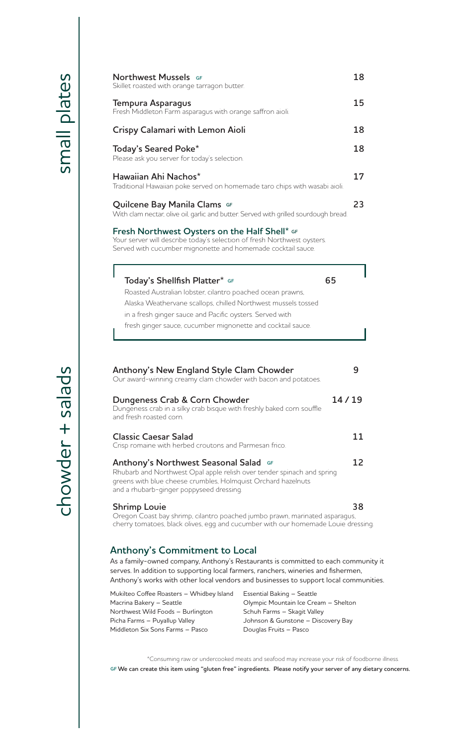## small plates

**Northwest Mussels** GF — 18
Skillet roasted with orange tarragon butter.

**Tempura Asparagus** — 15
Fresh Middleton Farm asparagus with orange saffron aioli.

**Crispy Calamari with Lemon Aioli** — 18

**Today's Seared Poke*** — 18
Please ask you server for today's selection.

**Hawaiian Ahi Nachos*** — 17
Traditional Hawaiian poke served on homemade taro chips with wasabi aioli.

**Quilcene Bay Manila Clams** GF — 23
With clam nectar, olive oil, garlic and butter. Served with grilled sourdough bread.

**Fresh Northwest Oysters on the Half Shell*** GF
Your server will describe today's selection of fresh Northwest oysters.
Served with cucumber mignonette and homemade cocktail sauce.

**Today's Shellfish Platter*** GF — 65
Roasted Australian lobster, cilantro poached ocean prawns, Alaska Weathervane scallops, chilled Northwest mussels tossed in a fresh ginger sauce and Pacific oysters. Served with fresh ginger sauce, cucumber mignonette and cocktail sauce.

## chowder + salads

**Anthony's New England Style Clam Chowder** — 9
Our award-winning creamy clam chowder with bacon and potatoes.

**Dungeness Crab & Corn Chowder** — 14 / 19
Dungeness crab in a silky crab bisque with freshly baked corn souffle and fresh roasted corn.

**Classic Caesar Salad** — 11
Crisp romaine with herbed croutons and Parmesan frico.

**Anthony's Northwest Seasonal Salad** GF — 12
Rhubarb and Northwest Opal apple relish over tender spinach and spring greens with blue cheese crumbles, Holmquist Orchard hazelnuts and a rhubarb-ginger poppyseed dressing.

**Shrimp Louie** — 38
Oregon Coast bay shrimp, cilantro poached jumbo prawn, marinated asparagus, cherry tomatoes, black olives, egg and cucumber with our homemade Louie dressing.

### Anthony's Commitment to Local

As a family-owned company, Anthony's Restaurants is committed to each community it serves. In addition to supporting local farmers, ranchers, wineries and fishermen, Anthony's works with other local vendors and businesses to support local communities.

- Mukilteo Coffee Roasters – Whidbey Island
- Macrina Bakery – Seattle
- Northwest Wild Foods – Burlington
- Picha Farms – Puyallup Valley
- Middleton Six Sons Farms – Pasco
- Essential Baking – Seattle
- Olympic Mountain Ice Cream – Shelton
- Schuh Farms – Skagit Valley
- Johnson & Gunstone – Discovery Bay
- Douglas Fruits – Pasco

*Consuming raw or undercooked meats and seafood may increase your risk of foodborne illness.

**GF We can create this item using "gluten free" ingredients. Please notify your server of any dietary concerns.**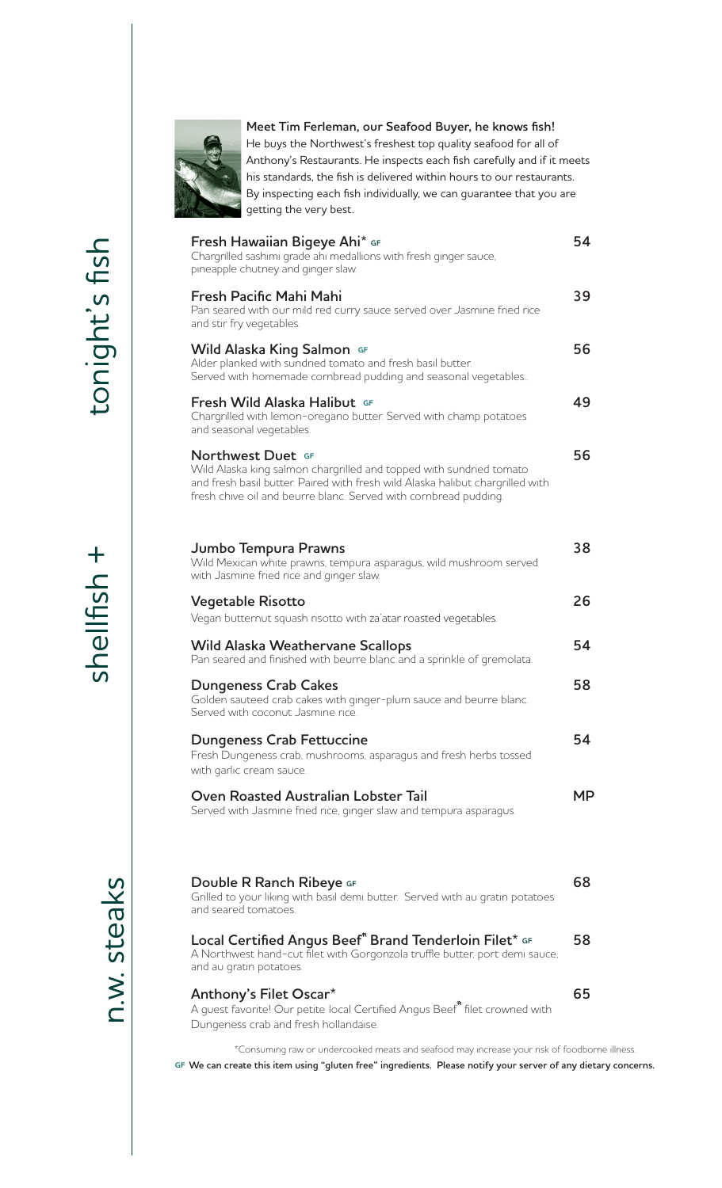**Meet Tim Ferleman, our Seafood Buyer, he knows fish!**
He buys the Northwest's freshest top quality seafood for all of Anthony's Restaurants. He inspects each fish carefully and if it meets his standards, the fish is delivered within hours to our restaurants. By inspecting each fish individually, we can guarantee that you are getting the very best.

## tonight's fish

**Fresh Hawaiian Bigeye Ahi*** GF — **54**
Chargrilled sashimi grade ahi medallions with fresh ginger sauce, pineapple chutney and ginger slaw.

**Fresh Pacific Mahi Mahi** — **39**
Pan seared with our mild red curry sauce served over Jasmine fried rice and stir fry vegetables.

**Wild Alaska King Salmon** GF — **56**
Alder planked with sundried tomato and fresh basil butter. Served with homemade cornbread pudding and seasonal vegetables.

**Fresh Wild Alaska Halibut** GF — **49**
Chargrilled with lemon-oregano butter. Served with champ potatoes and seasonal vegetables.

**Northwest Duet** GF — **56**
Wild Alaska king salmon chargrilled and topped with sundried tomato and fresh basil butter. Paired with fresh wild Alaska halibut chargrilled with fresh chive oil and beurre blanc. Served with cornbread pudding.

## shellfish +

**Jumbo Tempura Prawns** — **38**
Wild Mexican white prawns, tempura asparagus, wild mushroom served with Jasmine fried rice and ginger slaw.

**Vegetable Risotto** — **26**
Vegan butternut squash risotto with za'atar roasted vegetables.

**Wild Alaska Weathervane Scallops** — **54**
Pan seared and finished with beurre blanc and a sprinkle of gremolata.

**Dungeness Crab Cakes** — **58**
Golden sauteed crab cakes with ginger-plum sauce and beurre blanc. Served with coconut Jasmine rice.

**Dungeness Crab Fettuccine** — **54**
Fresh Dungeness crab, mushrooms, asparagus and fresh herbs tossed with garlic cream sauce.

**Oven Roasted Australian Lobster Tail** — **MP**
Served with Jasmine fried rice, ginger slaw and tempura asparagus.

## n.w. steaks

**Double R Ranch Ribeye** GF — **68**
Grilled to your liking with basil demi butter. Served with au gratin potatoes and seared tomatoes.

**Local Certified Angus Beef® Brand Tenderloin Filet*** GF — **58**
A Northwest hand-cut filet with Gorgonzola truffle butter, port demi sauce, and au gratin potatoes.

**Anthony's Filet Oscar*** — **65**
A guest favorite! Our petite local Certified Angus Beef® filet crowned with Dungeness crab and fresh hollandaise.

*Consuming raw or undercooked meats and seafood may increase your risk of foodborne illness.

**GF We can create this item using "gluten free" ingredients. Please notify your server of any dietary concerns.**